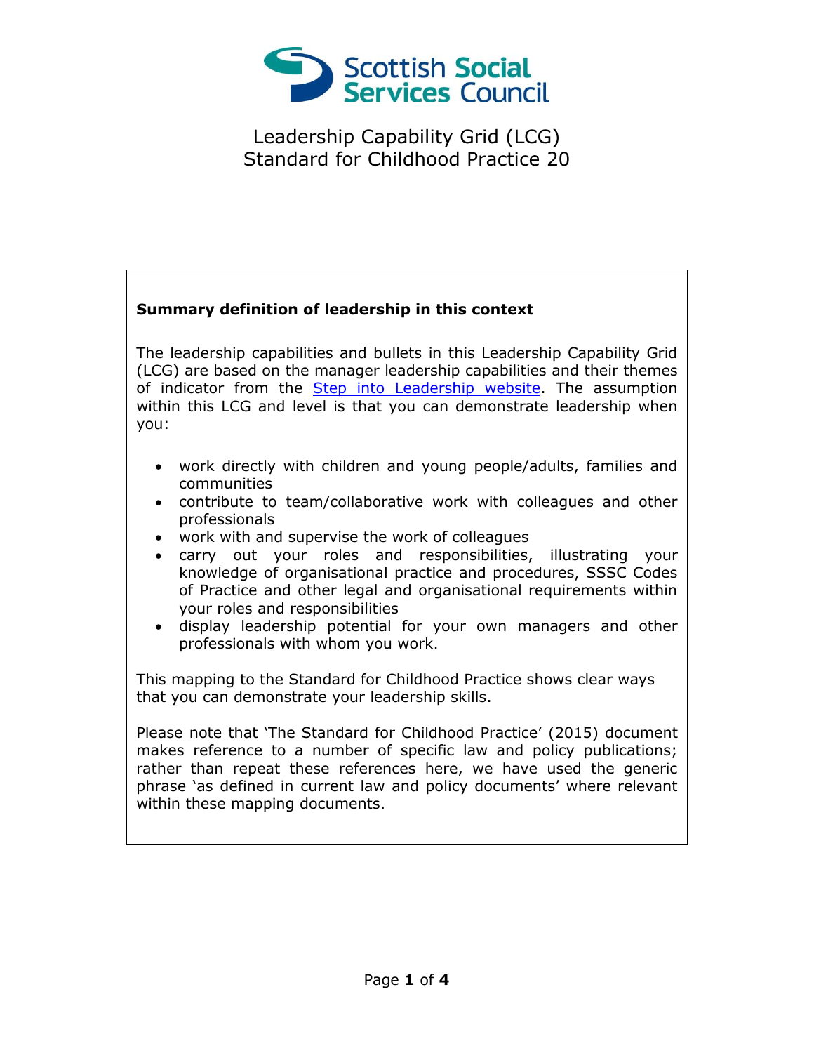Scottish Social Services Council

# Leadership Capability Grid (LCG)
# Standard for Childhood Practice 20

**Summary definition of leadership in this context**

The leadership capabilities and bullets in this Leadership Capability Grid (LCG) are based on the manager leadership capabilities and their themes of indicator from the Step into Leadership website. The assumption within this LCG and level is that you can demonstrate leadership when you:

- work directly with children and young people/adults, families and communities
- contribute to team/collaborative work with colleagues and other professionals
- work with and supervise the work of colleagues
- carry out your roles and responsibilities, illustrating your knowledge of organisational practice and procedures, SSSC Codes of Practice and other legal and organisational requirements within your roles and responsibilities
- display leadership potential for your own managers and other professionals with whom you work.

This mapping to the Standard for Childhood Practice shows clear ways that you can demonstrate your leadership skills.

Please note that 'The Standard for Childhood Practice' (2015) document makes reference to a number of specific law and policy publications; rather than repeat these references here, we have used the generic phrase 'as defined in current law and policy documents' where relevant within these mapping documents.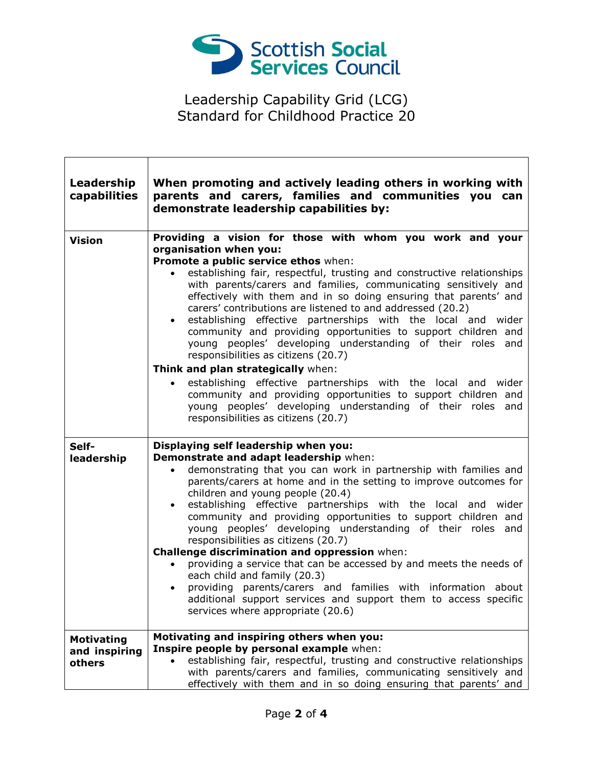Leadership Capability Grid (LCG)
Standard for Childhood Practice 20

| Leadership capabilities | When promoting and actively leading others in working with parents and carers, families and communities you can demonstrate leadership capabilities by: |
|---|---|
| **Vision** | **Providing a vision for those with whom you work and your organisation when you:**<br>**Promote a public service ethos** when:<br>• establishing fair, respectful, trusting and constructive relationships with parents/carers and families, communicating sensitively and effectively with them and in so doing ensuring that parents' and carers' contributions are listened to and addressed (20.2)<br>• establishing effective partnerships with the local and wider community and providing opportunities to support children and young peoples' developing understanding of their roles and responsibilities as citizens (20.7)<br>**Think and plan strategically** when:<br>• establishing effective partnerships with the local and wider community and providing opportunities to support children and young peoples' developing understanding of their roles and responsibilities as citizens (20.7) |
| **Self-leadership** | **Displaying self leadership when you:**<br>**Demonstrate and adapt leadership** when:<br>• demonstrating that you can work in partnership with families and parents/carers at home and in the setting to improve outcomes for children and young people (20.4)<br>• establishing effective partnerships with the local and wider community and providing opportunities to support children and young peoples' developing understanding of their roles and responsibilities as citizens (20.7)<br>**Challenge discrimination and oppression** when:<br>• providing a service that can be accessed by and meets the needs of each child and family (20.3)<br>• providing parents/carers and families with information about additional support services and support them to access specific services where appropriate (20.6) |
| **Motivating and inspiring others** | **Motivating and inspiring others when you:**<br>**Inspire people by personal example** when:<br>• establishing fair, respectful, trusting and constructive relationships with parents/carers and families, communicating sensitively and effectively with them and in so doing ensuring that parents' and |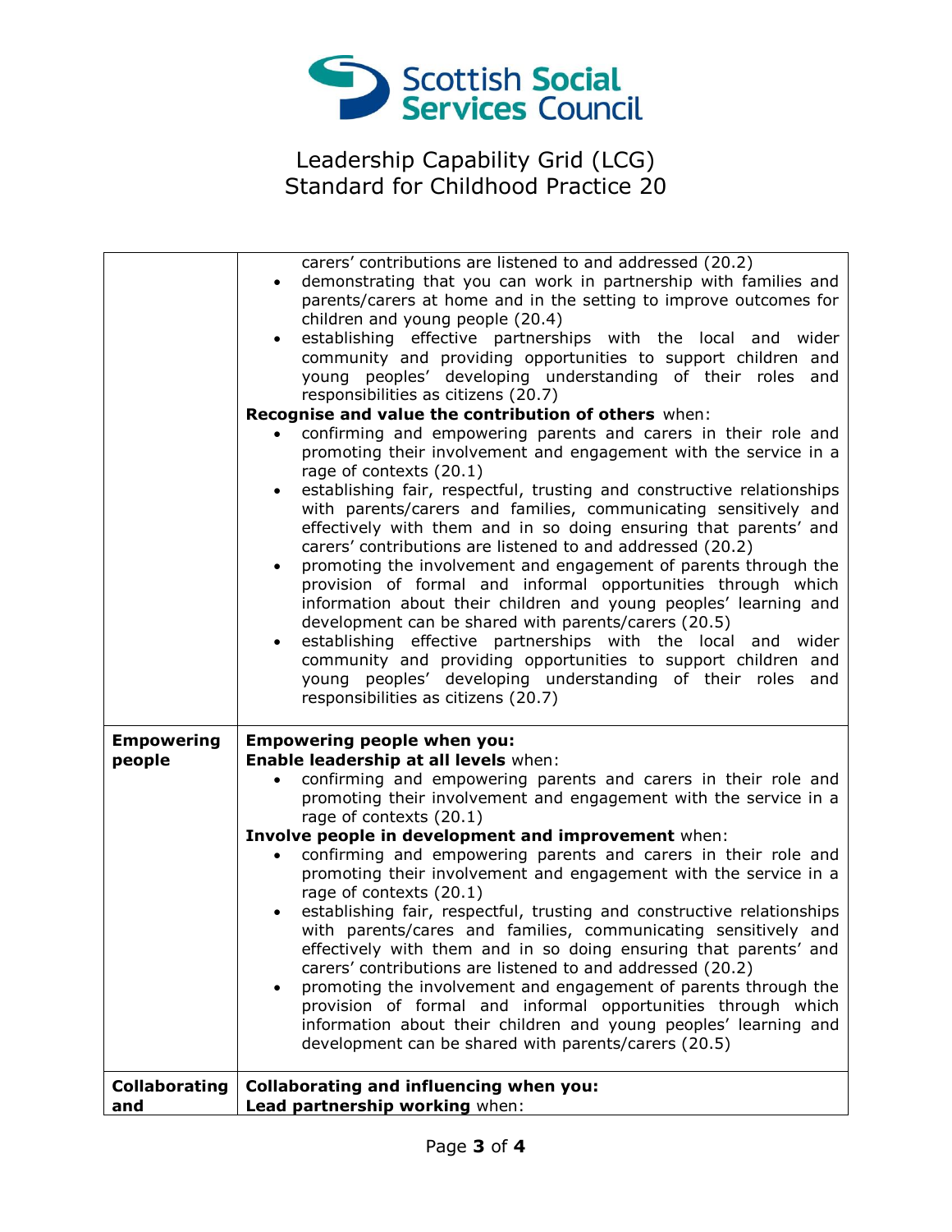| | |
|---|---|
| | carers' contributions are listed to and addressed (20.2)<br>• demonstrating that you can work in partnership with families and parents/carers at home and in the setting to improve outcomes for children and young people (20.4)<br>• establishing effective partnerships with the local and wider community and providing opportunities to support children and young peoples' developing understanding of their roles and responsibilities as citizens (20.7)<br>**Recognise and value the contribution of others** when:<br>• confirming and empowering parents and carers in their role and promoting their involvement and engagement with the service in a rage of contexts (20.1)<br>• establishing fair, respectful, trusting and constructive relationships with parents/carers and families, communicating sensitively and effectively with them and in so doing ensuring that parents' and carers' contributions are listened to and addressed (20.2)<br>• promoting the involvement and engagement of parents through the provision of formal and informal opportunities through which information about their children and young peoples' learning and development can be shared with parents/carers (20.5)<br>• establishing effective partnerships with the local and wider community and providing opportunities to support children and young peoples' developing understanding of their roles and responsibilities as citizens (20.7) |
| **Empowering people** | **Empowering people when you:**<br>**Enable leadership at all levels** when:<br>• confirming and empowering parents and carers in their role and promoting their involvement and engagement with the service in a rage of contexts (20.1)<br>**Involve people in development and improvement** when:<br>• confirming and empowering parents and carers in their role and promoting their involvement and engagement with the service in a rage of contexts (20.1)<br>• establishing fair, respectful, trusting and constructive relationships with parents/cares and families, communicating sensitively and effectively with them and in so doing ensuring that parents' and carers' contributions are listened to and addressed (20.2)<br>• promoting the involvement and engagement of parents through the provision of formal and informal opportunities through which information about their children and young peoples' learning and development can be shared with parents/carers (20.5) |
| **Collaborating and** | **Collaborating and influencing when you:**<br>**Lead partnership working** when: |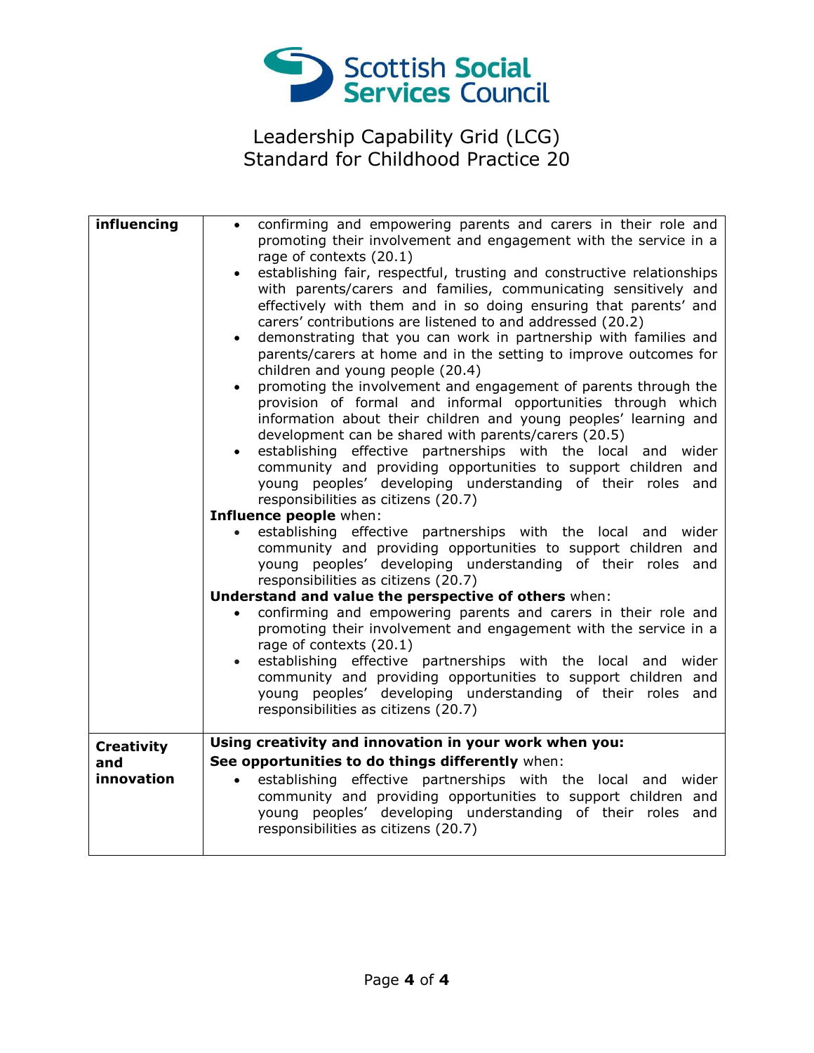Leadership Capability Grid (LCG)
Standard for Childhood Practice 20

| | |
|---|---|
| **influencing** | • confirming and empowering parents and carers in their role and promoting their involvement and engagement with the service in a rage of contexts (20.1)<br>• establishing fair, respectful, trusting and constructive relationships with parents/carers and families, communicating sensitively and effectively with them and in so doing ensuring that parents' and carers' contributions are listened to and addressed (20.2)<br>• demonstrating that you can work in partnership with families and parents/carers at home and in the setting to improve outcomes for children and young people (20.4)<br>• promoting the involvement and engagement of parents through the provision of formal and informal opportunities through which information about their children and young peoples' learning and development can be shared with parents/carers (20.5)<br>• establishing effective partnerships with the local and wider community and providing opportunities to support children and young peoples' developing understanding of their roles and responsibilities as citizens (20.7)<br>**Influence people** when:<br>• establishing effective partnerships with the local and wider community and providing opportunities to support children and young peoples' developing understanding of their roles and responsibilities as citizens (20.7)<br>**Understand and value the perspective of others** when:<br>• confirming and empowering parents and carers in their role and promoting their involvement and engagement with the service in a rage of contexts (20.1)<br>• establishing effective partnerships with the local and wider community and providing opportunities to support children and young peoples' developing understanding of their roles and responsibilities as citizens (20.7) |
| **Creativity and innovation** | **Using creativity and innovation in your work when you:**<br>**See opportunities to do things differently** when:<br>• establishing effective partnerships with the local and wider community and providing opportunities to support children and young peoples' developing understanding of their roles and responsibilities as citizens (20.7) |